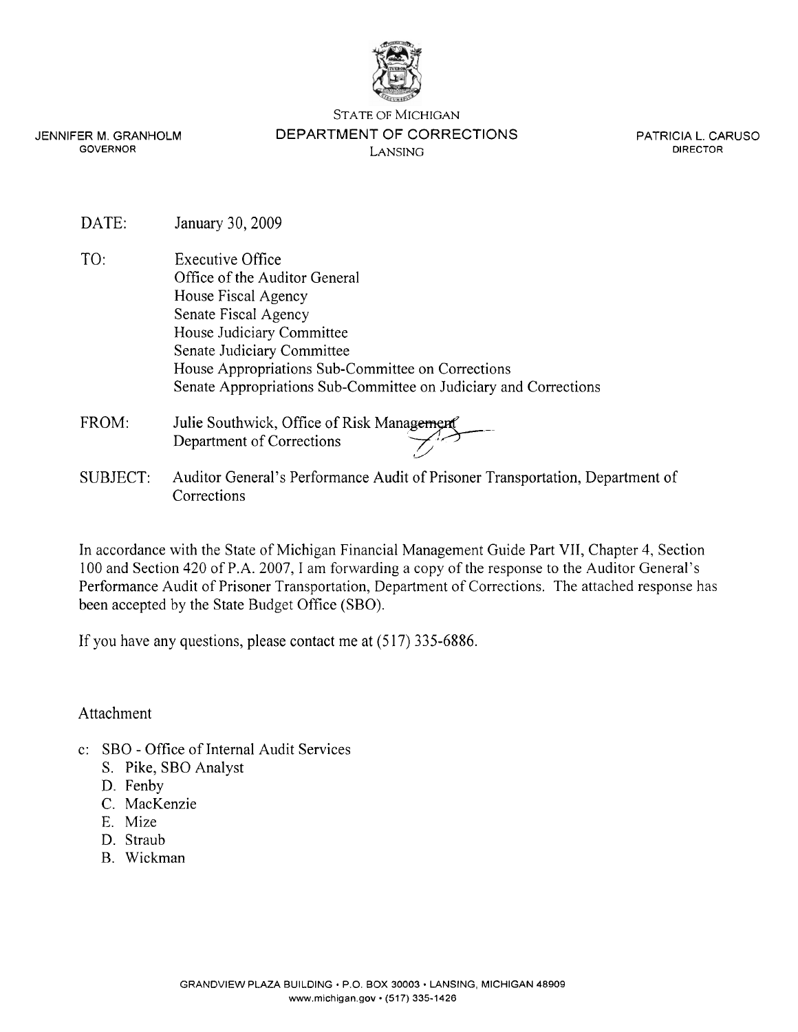STATE OF MICHIGAN

**DEPARTMENT OF CORRECTIONS**

LANSING

JENNIFER M. GRANHOLM
GOVERNOR

PATRICIA L. CARUSO
DIRECTOR

DATE: January 30, 2009

TO: Executive Office
Office of the Auditor General
House Fiscal Agency
Senate Fiscal Agency
House Judiciary Committee
Senate Judiciary Committee
House Appropriations Sub-Committee on Corrections
Senate Appropriations Sub-Committee on Judiciary and Corrections

FROM: Julie Southwick, Office of Risk Management
Department of Corrections

SUBJECT: Auditor General's Performance Audit of Prisoner Transportation, Department of Corrections

In accordance with the State of Michigan Financial Management Guide Part VII, Chapter 4, Section 100 and Section 420 of P.A. 2007, I am forwarding a copy of the response to the Auditor General's Performance Audit of Prisoner Transportation, Department of Corrections. The attached response has been accepted by the State Budget Office (SBO).

If you have any questions, please contact me at (517) 335-6886.

Attachment

c: SBO - Office of Internal Audit Services
   S. Pike, SBO Analyst
   D. Fenby
   C. MacKenzie
   E. Mize
   D. Straub
   B. Wickman

GRANDVIEW PLAZA BUILDING • P.O. BOX 30003 • LANSING, MICHIGAN 48909
www.michigan.gov • (517) 335-1426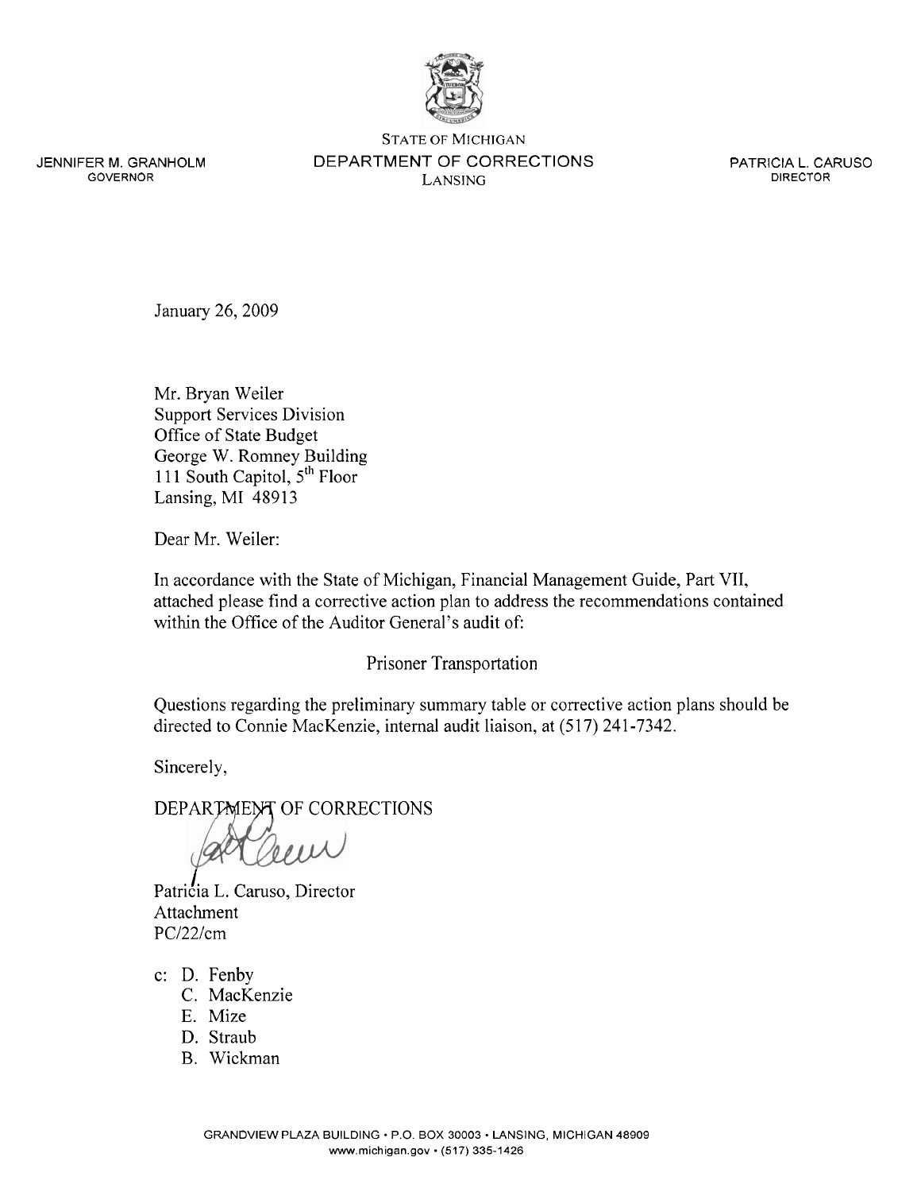STATE OF MICHIGAN
DEPARTMENT OF CORRECTIONS
LANSING

JENNIFER M. GRANHOLM
GOVERNOR

PATRICIA L. CARUSO
DIRECTOR

January 26, 2009

Mr. Bryan Weiler
Support Services Division
Office of State Budget
George W. Romney Building
111 South Capitol, 5th Floor
Lansing, MI 48913

Dear Mr. Weiler:

In accordance with the State of Michigan, Financial Management Guide, Part VII, attached please find a corrective action plan to address the recommendations contained within the Office of the Auditor General's audit of:

Prisoner Transportation

Questions regarding the preliminary summary table or corrective action plans should be directed to Connie MacKenzie, internal audit liaison, at (517) 241-7342.

Sincerely,

DEPARTMENT OF CORRECTIONS

Patricia L. Caruso, Director
Attachment
PC/22/cm

c: D. Fenby
C. MacKenzie
E. Mize
D. Straub
B. Wickman

GRANDVIEW PLAZA BUILDING • P.O. BOX 30003 • LANSING, MICHIGAN 48909
www.michigan.gov • (517) 335-1426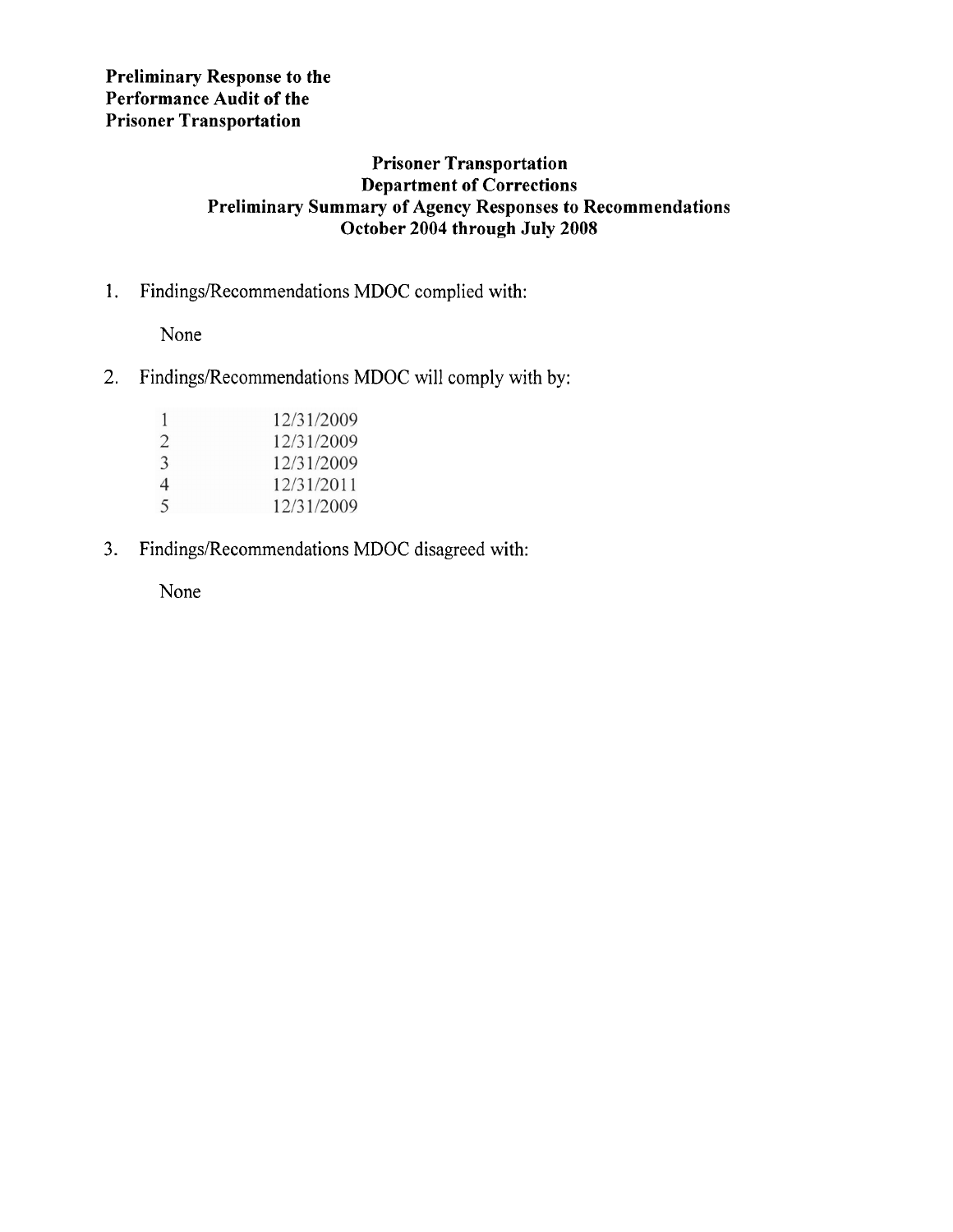**Preliminary Response to the**
**Performance Audit of the**
**Prisoner Transportation**

**Prisoner Transportation**
**Department of Corrections**
**Preliminary Summary of Agency Responses to Recommendations**
**October 2004 through July 2008**

1. Findings/Recommendations MDOC complied with:

   None

2. Findings/Recommendations MDOC will comply with by:

| | |
|---|---|
| 1 | 12/31/2009 |
| 2 | 12/31/2009 |
| 3 | 12/31/2009 |
| 4 | 12/31/2011 |
| 5 | 12/31/2009 |

3. Findings/Recommendations MDOC disagreed with:

   None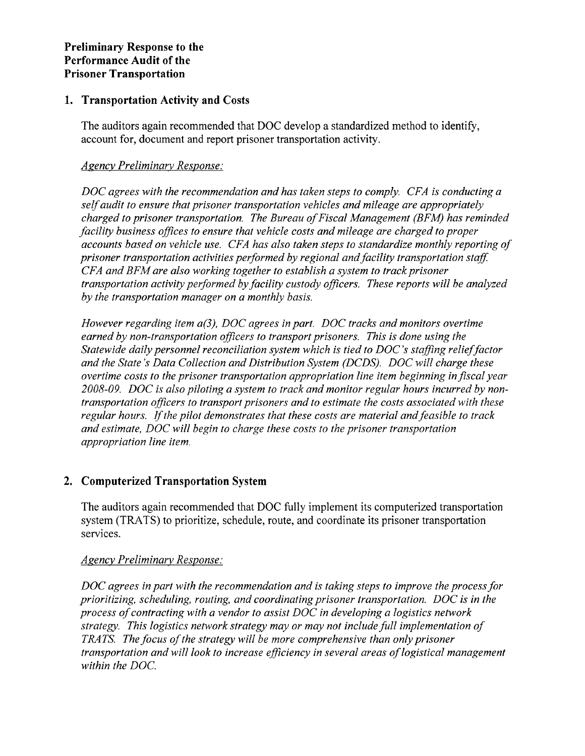**Preliminary Response to the Performance Audit of the Prisoner Transportation**

## 1. Transportation Activity and Costs

The auditors again recommended that DOC develop a standardized method to identify, account for, document and report prisoner transportation activity.

<u>*Agency Preliminary Response:*</u>

*DOC agrees with the recommendation and has taken steps to comply. CFA is conducting a self audit to ensure that prisoner transportation vehicles and mileage are appropriately charged to prisoner transportation. The Bureau of Fiscal Management (BFM) has reminded facility business offices to ensure that vehicle costs and mileage are charged to proper accounts based on vehicle use. CFA has also taken steps to standardize monthly reporting of prisoner transportation activities performed by regional and facility transportation staff. CFA and BFM are also working together to establish a system to track prisoner transportation activity performed by facility custody officers. These reports will be analyzed by the transportation manager on a monthly basis.*

*However regarding item a(3), DOC agrees in part. DOC tracks and monitors overtime earned by non-transportation officers to transport prisoners. This is done using the Statewide daily personnel reconciliation system which is tied to DOC's staffing relief factor and the State's Data Collection and Distribution System (DCDS). DOC will charge these overtime costs to the prisoner transportation appropriation line item beginning in fiscal year 2008-09. DOC is also piloting a system to track and monitor regular hours incurred by non-transportation officers to transport prisoners and to estimate the costs associated with these regular hours. If the pilot demonstrates that these costs are material and feasible to track and estimate, DOC will begin to charge these costs to the prisoner transportation appropriation line item.*

## 2. Computerized Transportation System

The auditors again recommended that DOC fully implement its computerized transportation system (TRATS) to prioritize, schedule, route, and coordinate its prisoner transportation services.

<u>*Agency Preliminary Response:*</u>

*DOC agrees in part with the recommendation and is taking steps to improve the process for prioritizing, scheduling, routing, and coordinating prisoner transportation. DOC is in the process of contracting with a vendor to assist DOC in developing a logistics network strategy. This logistics network strategy may or may not include full implementation of TRATS. The focus of the strategy will be more comprehensive than only prisoner transportation and will look to increase efficiency in several areas of logistical management within the DOC.*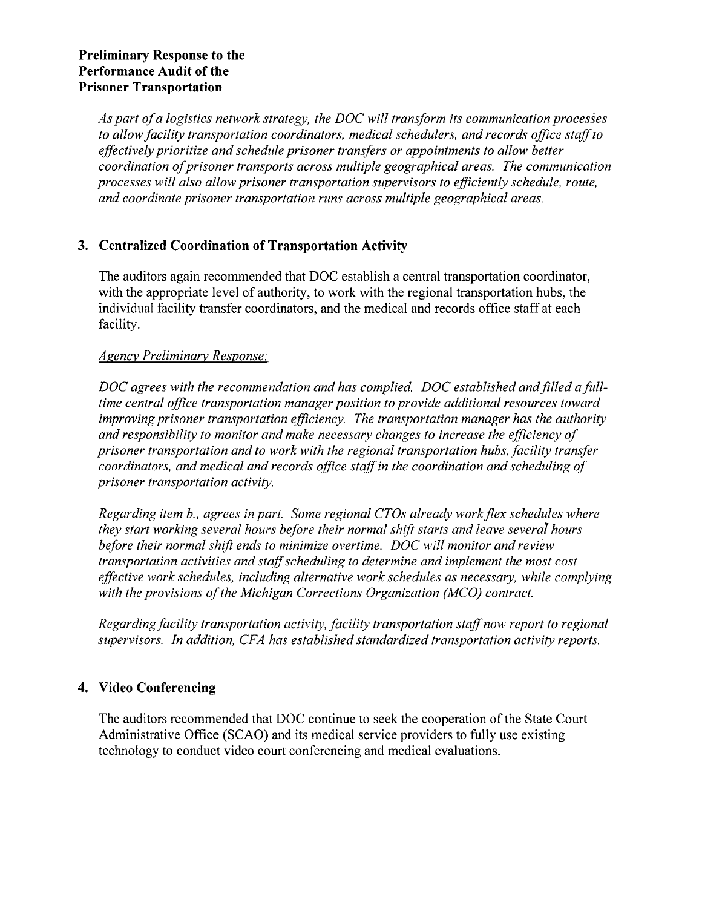**Preliminary Response to the Performance Audit of the Prisoner Transportation**

*As part of a logistics network strategy, the DOC will transform its communication processes to allow facility transportation coordinators, medical schedulers, and records office staff to effectively prioritize and schedule prisoner transfers or appointments to allow better coordination of prisoner transports across multiple geographical areas. The communication processes will also allow prisoner transportation supervisors to efficiently schedule, route, and coordinate prisoner transportation runs across multiple geographical areas.*

### 3. Centralized Coordination of Transportation Activity

The auditors again recommended that DOC establish a central transportation coordinator, with the appropriate level of authority, to work with the regional transportation hubs, the individual facility transfer coordinators, and the medical and records office staff at each facility.

*Agency Preliminary Response:*

*DOC agrees with the recommendation and has complied. DOC established and filled a full-time central office transportation manager position to provide additional resources toward improving prisoner transportation efficiency. The transportation manager has the authority and responsibility to monitor and make necessary changes to increase the efficiency of prisoner transportation and to work with the regional transportation hubs, facility transfer coordinators, and medical and records office staff in the coordination and scheduling of prisoner transportation activity.*

*Regarding item b., agrees in part. Some regional CTOs already work flex schedules where they start working several hours before their normal shift starts and leave several hours before their normal shift ends to minimize overtime. DOC will monitor and review transportation activities and staff scheduling to determine and implement the most cost effective work schedules, including alternative work schedules as necessary, while complying with the provisions of the Michigan Corrections Organization (MCO) contract.*

*Regarding facility transportation activity, facility transportation staff now report to regional supervisors. In addition, CFA has established standardized transportation activity reports.*

### 4. Video Conferencing

The auditors recommended that DOC continue to seek the cooperation of the State Court Administrative Office (SCAO) and its medical service providers to fully use existing technology to conduct video court conferencing and medical evaluations.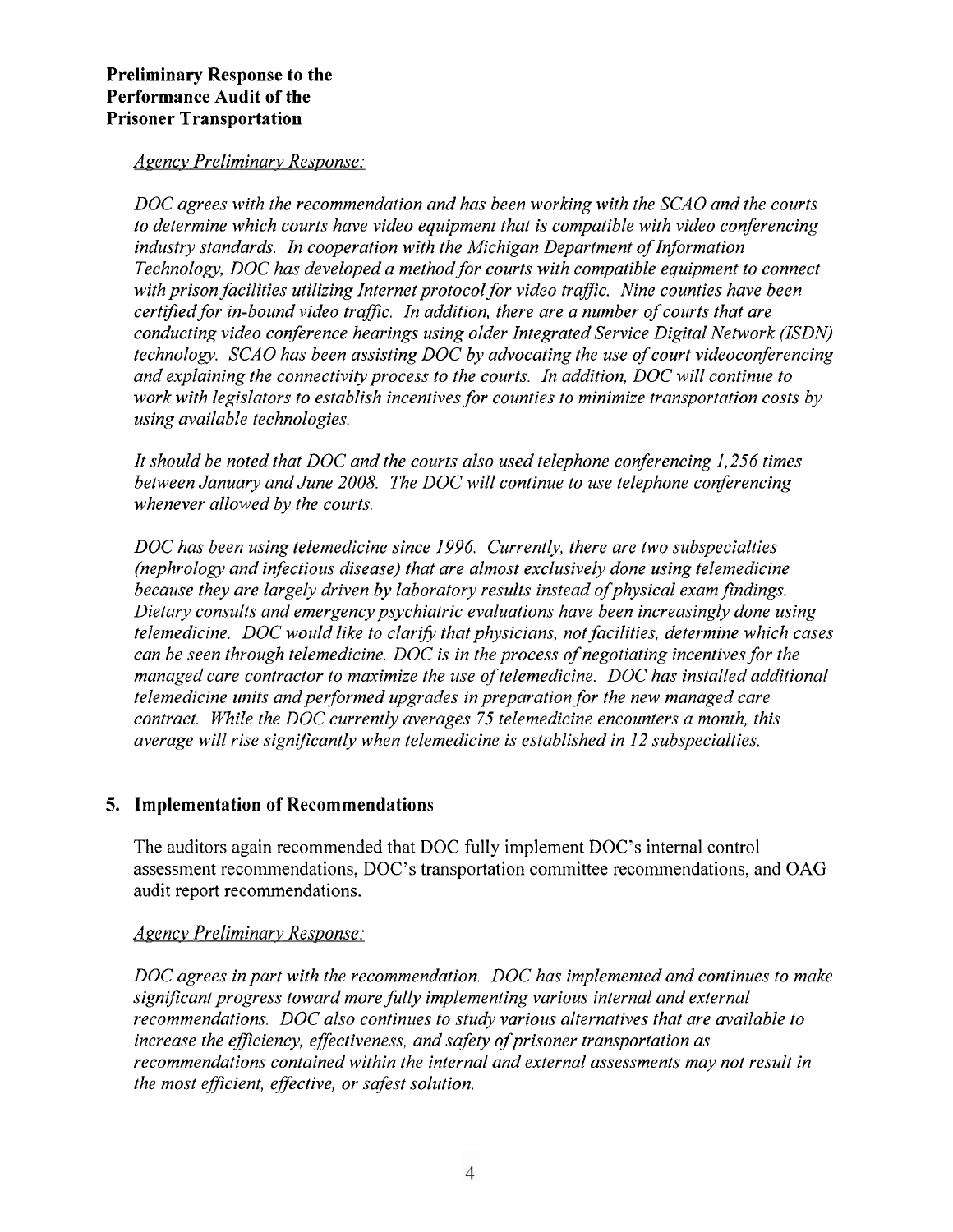**Preliminary Response to the Performance Audit of the Prisoner Transportation**

*Agency Preliminary Response:*

*DOC agrees with the recommendation and has been working with the SCAO and the courts to determine which courts have video equipment that is compatible with video conferencing industry standards. In cooperation with the Michigan Department of Information Technology, DOC has developed a method for courts with compatible equipment to connect with prison facilities utilizing Internet protocol for video traffic. Nine counties have been certified for in-bound video traffic. In addition, there are a number of courts that are conducting video conference hearings using older Integrated Service Digital Network (ISDN) technology. SCAO has been assisting DOC by advocating the use of court videoconferencing and explaining the connectivity process to the courts. In addition, DOC will continue to work with legislators to establish incentives for counties to minimize transportation costs by using available technologies.*

*It should be noted that DOC and the courts also used telephone conferencing 1,256 times between January and June 2008. The DOC will continue to use telephone conferencing whenever allowed by the courts.*

*DOC has been using telemedicine since 1996. Currently, there are two subspecialties (nephrology and infectious disease) that are almost exclusively done using telemedicine because they are largely driven by laboratory results instead of physical exam findings. Dietary consults and emergency psychiatric evaluations have been increasingly done using telemedicine. DOC would like to clarify that physicians, not facilities, determine which cases can be seen through telemedicine. DOC is in the process of negotiating incentives for the managed care contractor to maximize the use of telemedicine. DOC has installed additional telemedicine units and performed upgrades in preparation for the new managed care contract. While the DOC currently averages 75 telemedicine encounters a month, this average will rise significantly when telemedicine is established in 12 subspecialties.*

## 5. Implementation of Recommendations

The auditors again recommended that DOC fully implement DOC's internal control assessment recommendations, DOC's transportation committee recommendations, and OAG audit report recommendations.

*Agency Preliminary Response:*

*DOC agrees in part with the recommendation. DOC has implemented and continues to make significant progress toward more fully implementing various internal and external recommendations. DOC also continues to study various alternatives that are available to increase the efficiency, effectiveness, and safety of prisoner transportation as recommendations contained within the internal and external assessments may not result in the most efficient, effective, or safest solution.*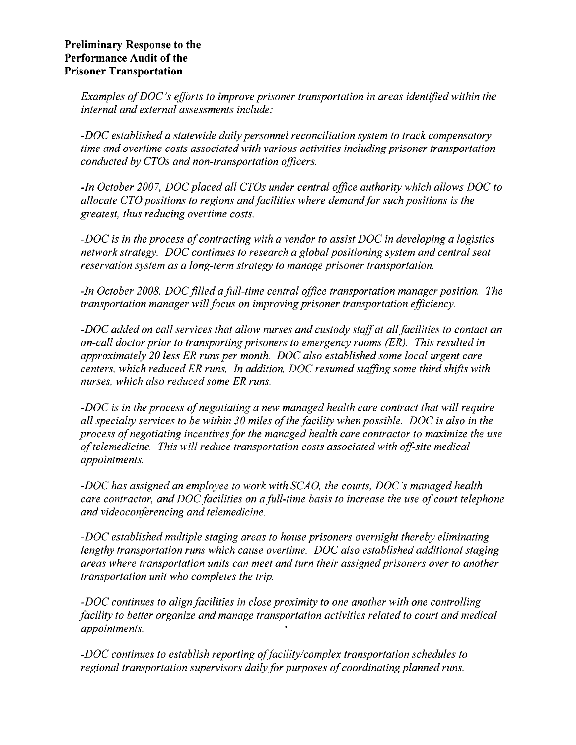**Preliminary Response to the**
**Performance Audit of the**
**Prisoner Transportation**

*Examples of DOC's efforts to improve prisoner transportation in areas identified within the internal and external assessments include:*

*-DOC established a statewide daily personnel reconciliation system to track compensatory time and overtime costs associated with various activities including prisoner transportation conducted by CTOs and non-transportation officers.*

*-In October 2007, DOC placed all CTOs under central office authority which allows DOC to allocate CTO positions to regions and facilities where demand for such positions is the greatest, thus reducing overtime costs.*

*-DOC is in the process of contracting with a vendor to assist DOC in developing a logistics network strategy. DOC continues to research a global positioning system and central seat reservation system as a long-term strategy to manage prisoner transportation.*

*-In October 2008, DOC filled a full-time central office transportation manager position. The transportation manager will focus on improving prisoner transportation efficiency.*

*-DOC added on call services that allow nurses and custody staff at all facilities to contact an on-call doctor prior to transporting prisoners to emergency rooms (ER). This resulted in approximately 20 less ER runs per month. DOC also established some local urgent care centers, which reduced ER runs. In addition, DOC resumed staffing some third shifts with nurses, which also reduced some ER runs.*

*-DOC is in the process of negotiating a new managed health care contract that will require all specialty services to be within 30 miles of the facility when possible. DOC is also in the process of negotiating incentives for the managed health care contractor to maximize the use of telemedicine. This will reduce transportation costs associated with off-site medical appointments.*

*-DOC has assigned an employee to work with SCAO, the courts, DOC's managed health care contractor, and DOC facilities on a full-time basis to increase the use of court telephone and videoconferencing and telemedicine.*

*-DOC established multiple staging areas to house prisoners overnight thereby eliminating lengthy transportation runs which cause overtime. DOC also established additional staging areas where transportation units can meet and turn their assigned prisoners over to another transportation unit who completes the trip.*

*-DOC continues to align facilities in close proximity to one another with one controlling facility to better organize and manage transportation activities related to court and medical appointments.*

*-DOC continues to establish reporting of facility/complex transportation schedules to regional transportation supervisors daily for purposes of coordinating planned runs.*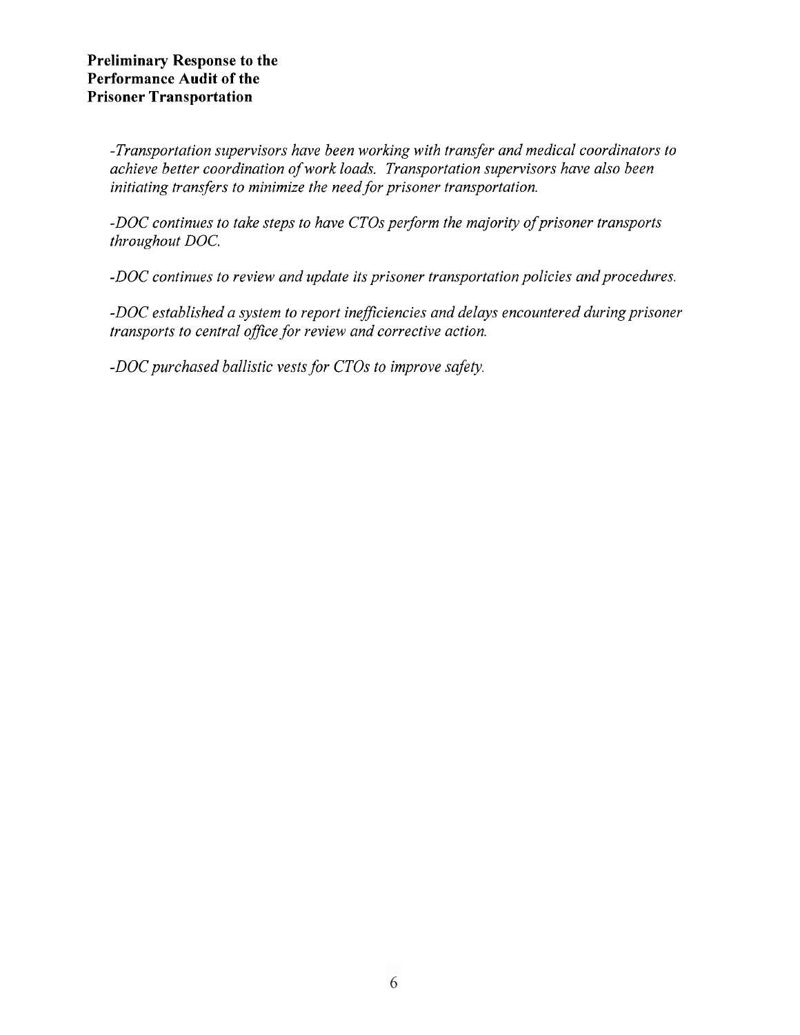**Preliminary Response to the Performance Audit of the Prisoner Transportation**

*-Transportation supervisors have been working with transfer and medical coordinators to achieve better coordination of work loads. Transportation supervisors have also been initiating transfers to minimize the need for prisoner transportation.*

*-DOC continues to take steps to have CTOs perform the majority of prisoner transports throughout DOC.*

*-DOC continues to review and update its prisoner transportation policies and procedures.*

*-DOC established a system to report inefficiencies and delays encountered during prisoner transports to central office for review and corrective action.*

*-DOC purchased ballistic vests for CTOs to improve safety.*